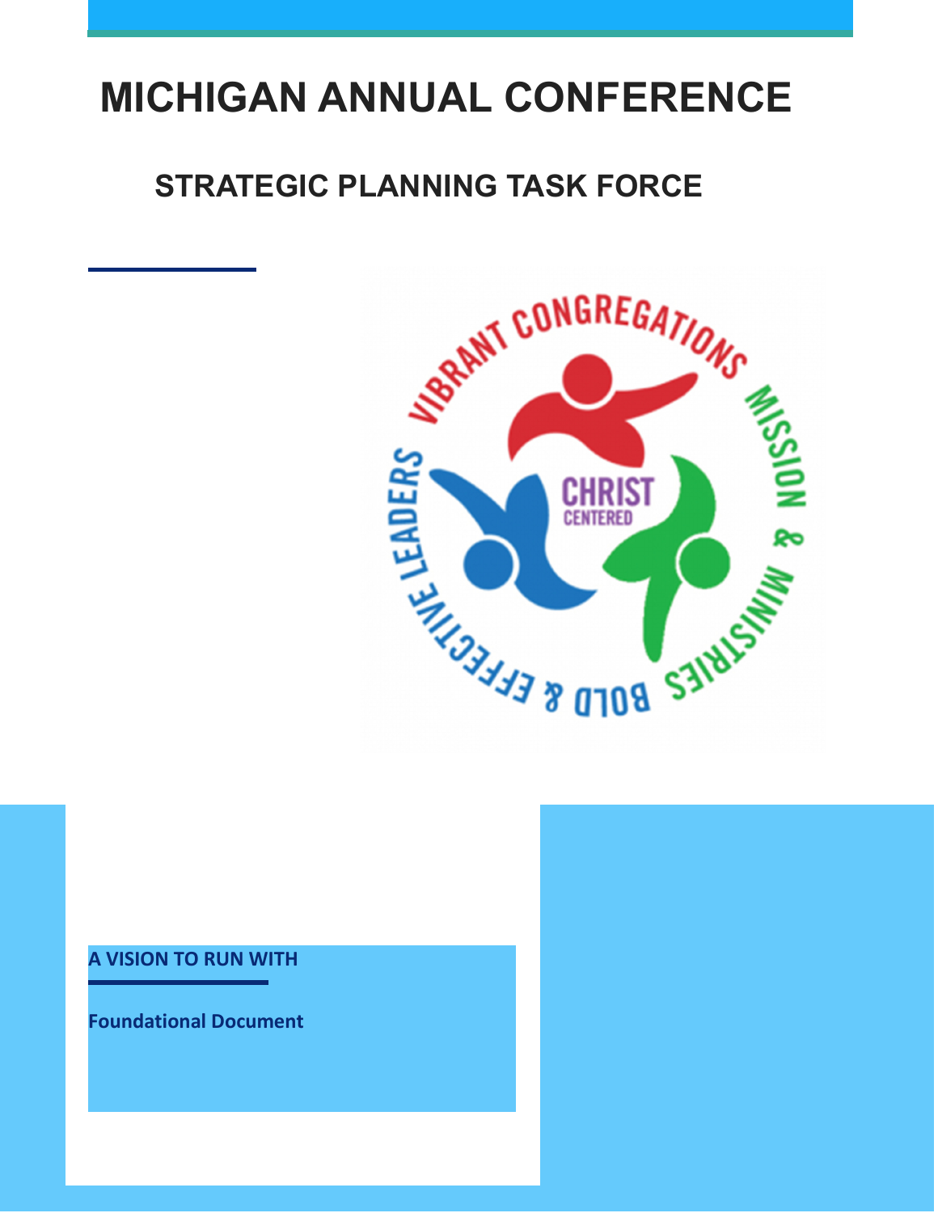# MICHIGAN ANNUAL CONFERENCE

## STRATEGIC PLANNING TASK FORCE

VIBRANT CONGREGATIONS

MISSION & MINISTRIES

BOLD & EFFECTIVE LEADERS

CHRIST CENTERED

**A VISION TO RUN WITH**

**Foundational Document**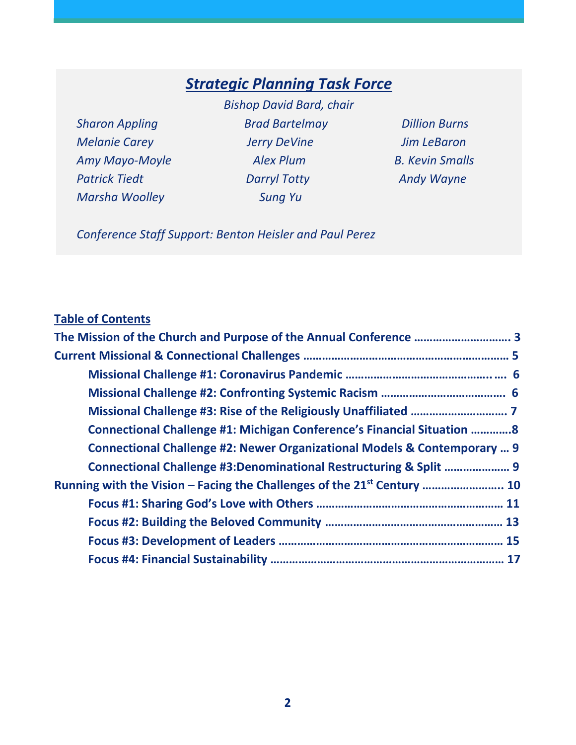## *Strategic Planning Task Force*

*Bishop David Bard, chair*

*Sharon Appling* · *Brad Bartelmay* · *Dillion Burns*
*Melanie Carey* · *Jerry DeVine* · *Jim LeBaron*
*Amy Mayo-Moyle* · *Alex Plum* · *B. Kevin Smalls*
*Patrick Tiedt* · *Darryl Totty* · *Andy Wayne*
*Marsha Woolley* · *Sung Yu*

*Conference Staff Support: Benton Heisler and Paul Perez*

**Table of Contents**

**The Mission of the Church and Purpose of the Annual Conference ………………………… 3**

**Current Missional & Connectional Challenges ………………………………………………………… 5**

- **Missional Challenge #1: Coronavirus Pandemic ……………………………………... 6**
- **Missional Challenge #2: Confronting Systemic Racism ………………………………… 6**
- **Missional Challenge #3: Rise of the Religiously Unaffiliated ………………………… 7**
- **Connectional Challenge #1: Michigan Conference's Financial Situation …………8**
- **Connectional Challenge #2: Newer Organizational Models & Contemporary … 9**
- **Connectional Challenge #3:Denominational Restructuring & Split ………………… 9**

**Running with the Vision – Facing the Challenges of the 21st Century ……………………. 10**

- **Focus #1: Sharing God's Love with Others …………………………………………………… 11**
- **Focus #2: Building the Beloved Community ………………………………………………… 13**
- **Focus #3: Development of Leaders ……………………………………………………………… 15**
- **Focus #4: Financial Sustainability ………………………………………………………………… 17**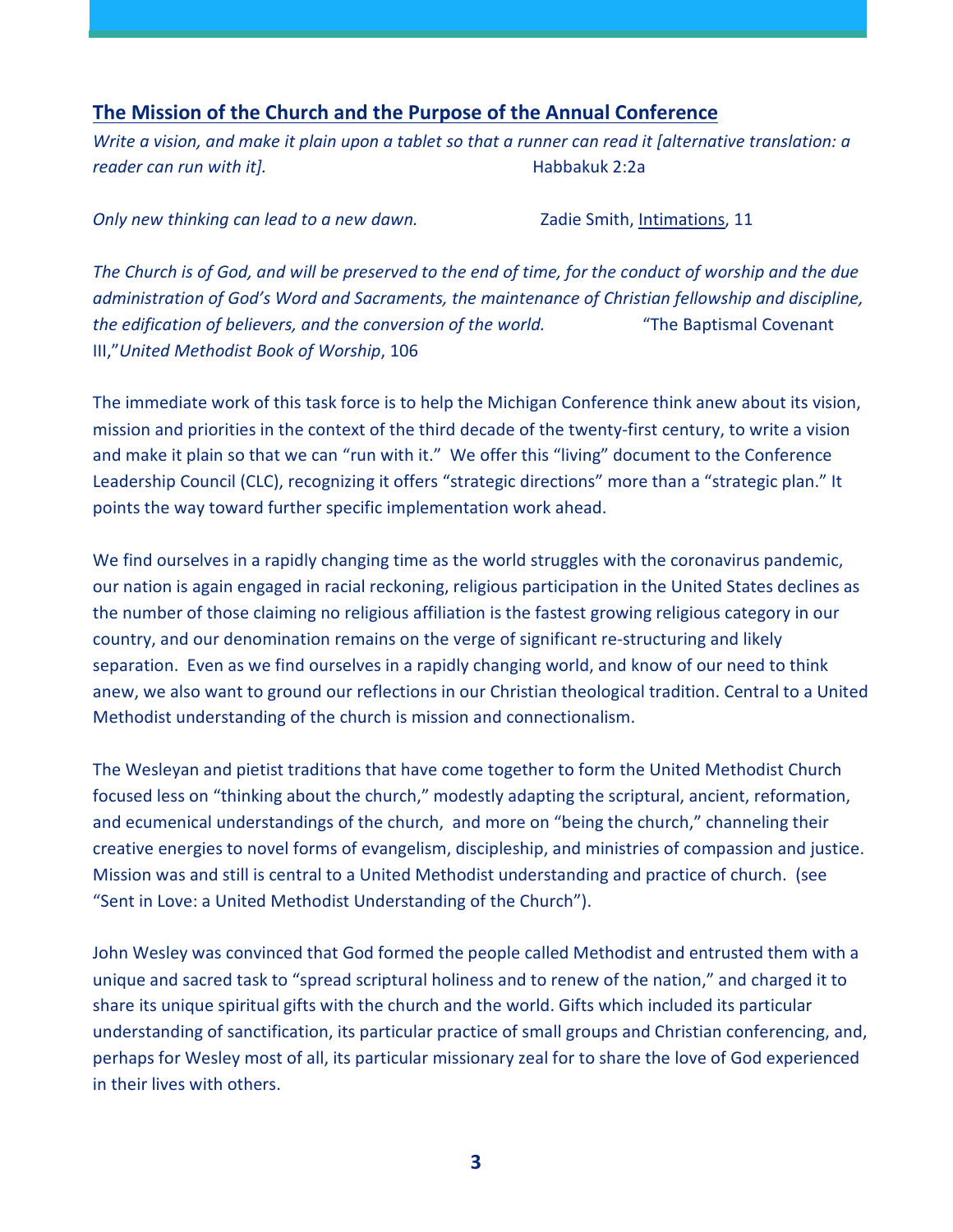## The Mission of the Church and the Purpose of the Annual Conference

*Write a vision, and make it plain upon a tablet so that a runner can read it [alternative translation: a reader can run with it].* Habbakuk 2:2a

*Only new thinking can lead to a new dawn.* Zadie Smith, Intimations, 11

*The Church is of God, and will be preserved to the end of time, for the conduct of worship and the due administration of God's Word and Sacraments, the maintenance of Christian fellowship and discipline, the edification of believers, and the conversion of the world.* "The Baptismal Covenant III," *United Methodist Book of Worship*, 106

The immediate work of this task force is to help the Michigan Conference think anew about its vision, mission and priorities in the context of the third decade of the twenty-first century, to write a vision and make it plain so that we can "run with it." We offer this "living" document to the Conference Leadership Council (CLC), recognizing it offers "strategic directions" more than a "strategic plan." It points the way toward further specific implementation work ahead.

We find ourselves in a rapidly changing time as the world struggles with the coronavirus pandemic, our nation is again engaged in racial reckoning, religious participation in the United States declines as the number of those claiming no religious affiliation is the fastest growing religious category in our country, and our denomination remains on the verge of significant re-structuring and likely separation. Even as we find ourselves in a rapidly changing world, and know of our need to think anew, we also want to ground our reflections in our Christian theological tradition. Central to a United Methodist understanding of the church is mission and connectionalism.

The Wesleyan and pietist traditions that have come together to form the United Methodist Church focused less on "thinking about the church," modestly adapting the scriptural, ancient, reformation, and ecumenical understandings of the church, and more on "being the church," channeling their creative energies to novel forms of evangelism, discipleship, and ministries of compassion and justice. Mission was and still is central to a United Methodist understanding and practice of church. (see "Sent in Love: a United Methodist Understanding of the Church").

John Wesley was convinced that God formed the people called Methodist and entrusted them with a unique and sacred task to "spread scriptural holiness and to renew of the nation," and charged it to share its unique spiritual gifts with the church and the world. Gifts which included its particular understanding of sanctification, its particular practice of small groups and Christian conferencing, and, perhaps for Wesley most of all, its particular missionary zeal for to share the love of God experienced in their lives with others.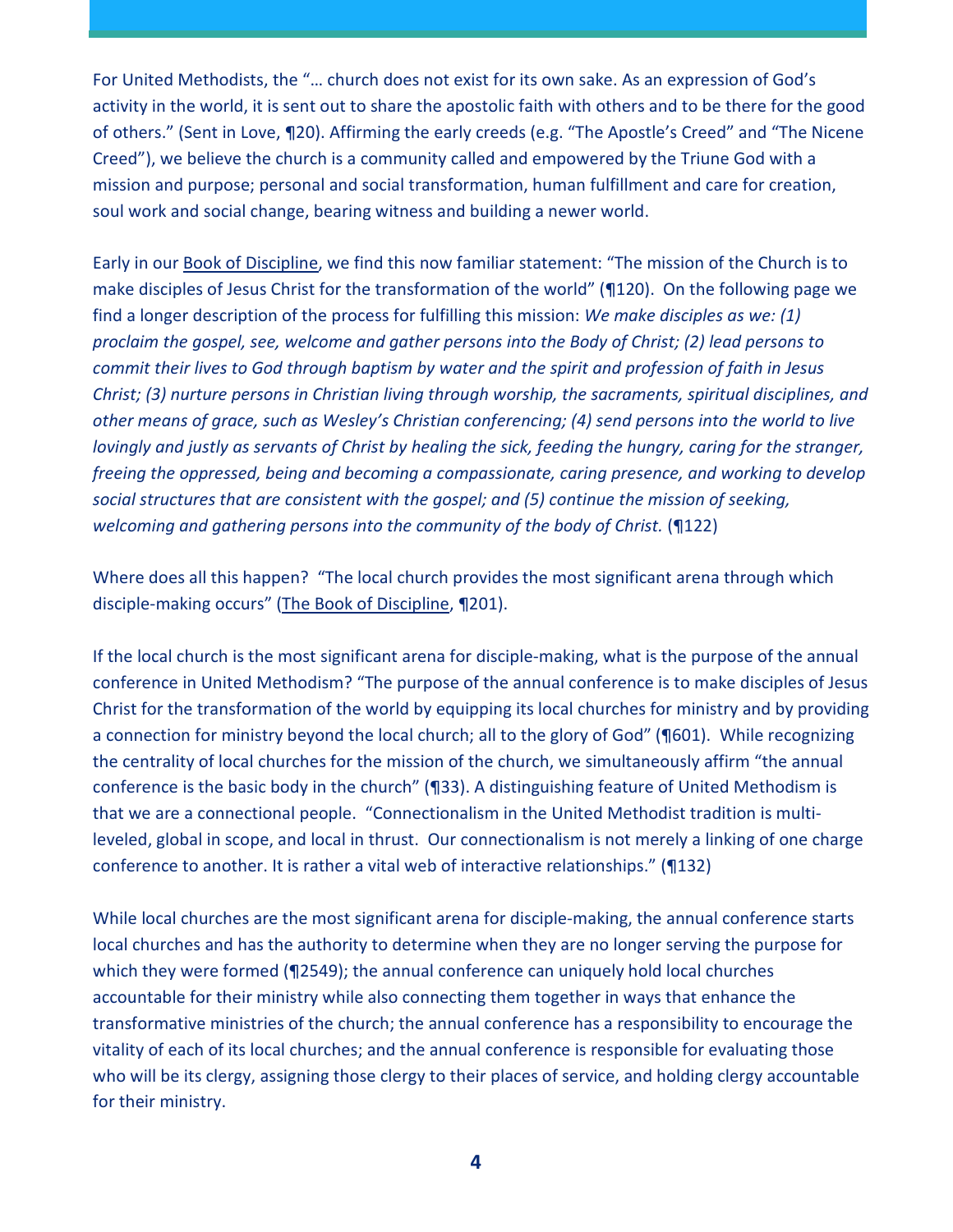For United Methodists, the "… church does not exist for its own sake. As an expression of God's activity in the world, it is sent out to share the apostolic faith with others and to be there for the good of others." (Sent in Love, ¶20). Affirming the early creeds (e.g. "The Apostle's Creed" and "The Nicene Creed"), we believe the church is a community called and empowered by the Triune God with a mission and purpose; personal and social transformation, human fulfillment and care for creation, soul work and social change, bearing witness and building a newer world.

Early in our Book of Discipline, we find this now familiar statement: "The mission of the Church is to make disciples of Jesus Christ for the transformation of the world" (¶120). On the following page we find a longer description of the process for fulfilling this mission: *We make disciples as we: (1) proclaim the gospel, see, welcome and gather persons into the Body of Christ; (2) lead persons to commit their lives to God through baptism by water and the spirit and profession of faith in Jesus Christ; (3) nurture persons in Christian living through worship, the sacraments, spiritual disciplines, and other means of grace, such as Wesley's Christian conferencing; (4) send persons into the world to live lovingly and justly as servants of Christ by healing the sick, feeding the hungry, caring for the stranger, freeing the oppressed, being and becoming a compassionate, caring presence, and working to develop social structures that are consistent with the gospel; and (5) continue the mission of seeking, welcoming and gathering persons into the community of the body of Christ.* (¶122)

Where does all this happen? "The local church provides the most significant arena through which disciple-making occurs" (The Book of Discipline, ¶201).

If the local church is the most significant arena for disciple-making, what is the purpose of the annual conference in United Methodism? "The purpose of the annual conference is to make disciples of Jesus Christ for the transformation of the world by equipping its local churches for ministry and by providing a connection for ministry beyond the local church; all to the glory of God" (¶601). While recognizing the centrality of local churches for the mission of the church, we simultaneously affirm "the annual conference is the basic body in the church" (¶33). A distinguishing feature of United Methodism is that we are a connectional people. "Connectionalism in the United Methodist tradition is multi-leveled, global in scope, and local in thrust. Our connectionalism is not merely a linking of one charge conference to another. It is rather a vital web of interactive relationships." (¶132)

While local churches are the most significant arena for disciple-making, the annual conference starts local churches and has the authority to determine when they are no longer serving the purpose for which they were formed (¶2549); the annual conference can uniquely hold local churches accountable for their ministry while also connecting them together in ways that enhance the transformative ministries of the church; the annual conference has a responsibility to encourage the vitality of each of its local churches; and the annual conference is responsible for evaluating those who will be its clergy, assigning those clergy to their places of service, and holding clergy accountable for their ministry.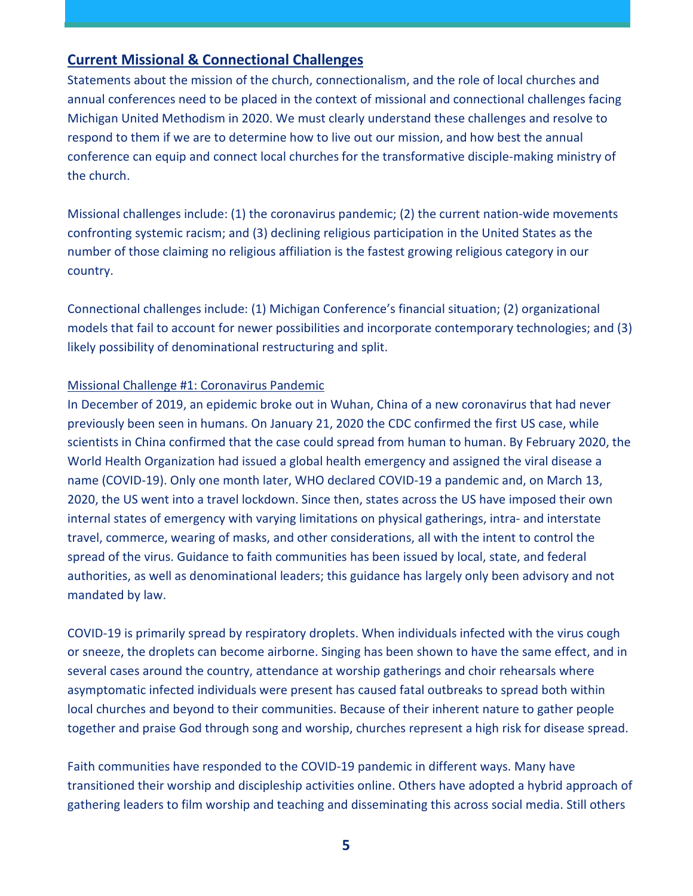## Current Missional & Connectional Challenges

Statements about the mission of the church, connectionalism, and the role of local churches and annual conferences need to be placed in the context of missional and connectional challenges facing Michigan United Methodism in 2020. We must clearly understand these challenges and resolve to respond to them if we are to determine how to live out our mission, and how best the annual conference can equip and connect local churches for the transformative disciple-making ministry of the church.

Missional challenges include: (1) the coronavirus pandemic; (2) the current nation-wide movements confronting systemic racism; and (3) declining religious participation in the United States as the number of those claiming no religious affiliation is the fastest growing religious category in our country.

Connectional challenges include: (1) Michigan Conference's financial situation; (2) organizational models that fail to account for newer possibilities and incorporate contemporary technologies; and (3) likely possibility of denominational restructuring and split.

### Missional Challenge #1: Coronavirus Pandemic

In December of 2019, an epidemic broke out in Wuhan, China of a new coronavirus that had never previously been seen in humans. On January 21, 2020 the CDC confirmed the first US case, while scientists in China confirmed that the case could spread from human to human. By February 2020, the World Health Organization had issued a global health emergency and assigned the viral disease a name (COVID-19). Only one month later, WHO declared COVID-19 a pandemic and, on March 13, 2020, the US went into a travel lockdown. Since then, states across the US have imposed their own internal states of emergency with varying limitations on physical gatherings, intra- and interstate travel, commerce, wearing of masks, and other considerations, all with the intent to control the spread of the virus. Guidance to faith communities has been issued by local, state, and federal authorities, as well as denominational leaders; this guidance has largely only been advisory and not mandated by law.

COVID-19 is primarily spread by respiratory droplets. When individuals infected with the virus cough or sneeze, the droplets can become airborne. Singing has been shown to have the same effect, and in several cases around the country, attendance at worship gatherings and choir rehearsals where asymptomatic infected individuals were present has caused fatal outbreaks to spread both within local churches and beyond to their communities. Because of their inherent nature to gather people together and praise God through song and worship, churches represent a high risk for disease spread.

Faith communities have responded to the COVID-19 pandemic in different ways. Many have transitioned their worship and discipleship activities online. Others have adopted a hybrid approach of gathering leaders to film worship and teaching and disseminating this across social media. Still others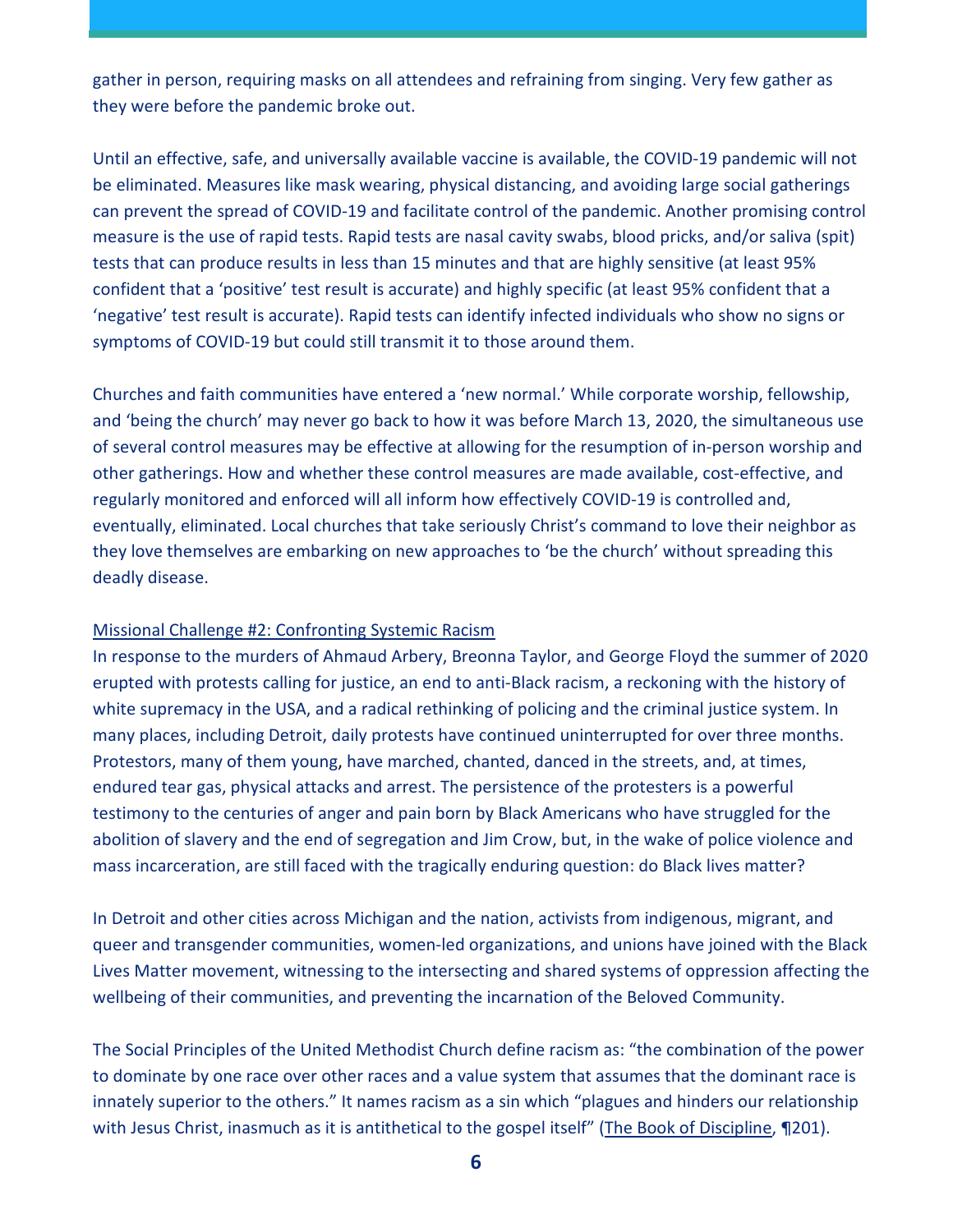gather in person, requiring masks on all attendees and refraining from singing. Very few gather as they were before the pandemic broke out.

Until an effective, safe, and universally available vaccine is available, the COVID-19 pandemic will not be eliminated. Measures like mask wearing, physical distancing, and avoiding large social gatherings can prevent the spread of COVID-19 and facilitate control of the pandemic. Another promising control measure is the use of rapid tests. Rapid tests are nasal cavity swabs, blood pricks, and/or saliva (spit) tests that can produce results in less than 15 minutes and that are highly sensitive (at least 95% confident that a 'positive' test result is accurate) and highly specific (at least 95% confident that a 'negative' test result is accurate). Rapid tests can identify infected individuals who show no signs or symptoms of COVID-19 but could still transmit it to those around them.

Churches and faith communities have entered a 'new normal.' While corporate worship, fellowship, and 'being the church' may never go back to how it was before March 13, 2020, the simultaneous use of several control measures may be effective at allowing for the resumption of in-person worship and other gatherings. How and whether these control measures are made available, cost-effective, and regularly monitored and enforced will all inform how effectively COVID-19 is controlled and, eventually, eliminated. Local churches that take seriously Christ's command to love their neighbor as they love themselves are embarking on new approaches to 'be the church' without spreading this deadly disease.

<u>Missional Challenge #2: Confronting Systemic Racism</u>

In response to the murders of Ahmaud Arbery, Breonna Taylor, and George Floyd the summer of 2020 erupted with protests calling for justice, an end to anti-Black racism, a reckoning with the history of white supremacy in the USA, and a radical rethinking of policing and the criminal justice system. In many places, including Detroit, daily protests have continued uninterrupted for over three months. Protestors, many of them young, have marched, chanted, danced in the streets, and, at times, endured tear gas, physical attacks and arrest. The persistence of the protesters is a powerful testimony to the centuries of anger and pain born by Black Americans who have struggled for the abolition of slavery and the end of segregation and Jim Crow, but, in the wake of police violence and mass incarceration, are still faced with the tragically enduring question: do Black lives matter?

In Detroit and other cities across Michigan and the nation, activists from indigenous, migrant, and queer and transgender communities, women-led organizations, and unions have joined with the Black Lives Matter movement, witnessing to the intersecting and shared systems of oppression affecting the wellbeing of their communities, and preventing the incarnation of the Beloved Community.

The Social Principles of the United Methodist Church define racism as: "the combination of the power to dominate by one race over other races and a value system that assumes that the dominant race is innately superior to the others." It names racism as a sin which "plagues and hinders our relationship with Jesus Christ, inasmuch as it is antithetical to the gospel itself" (<u>The Book of Discipline</u>, ¶201).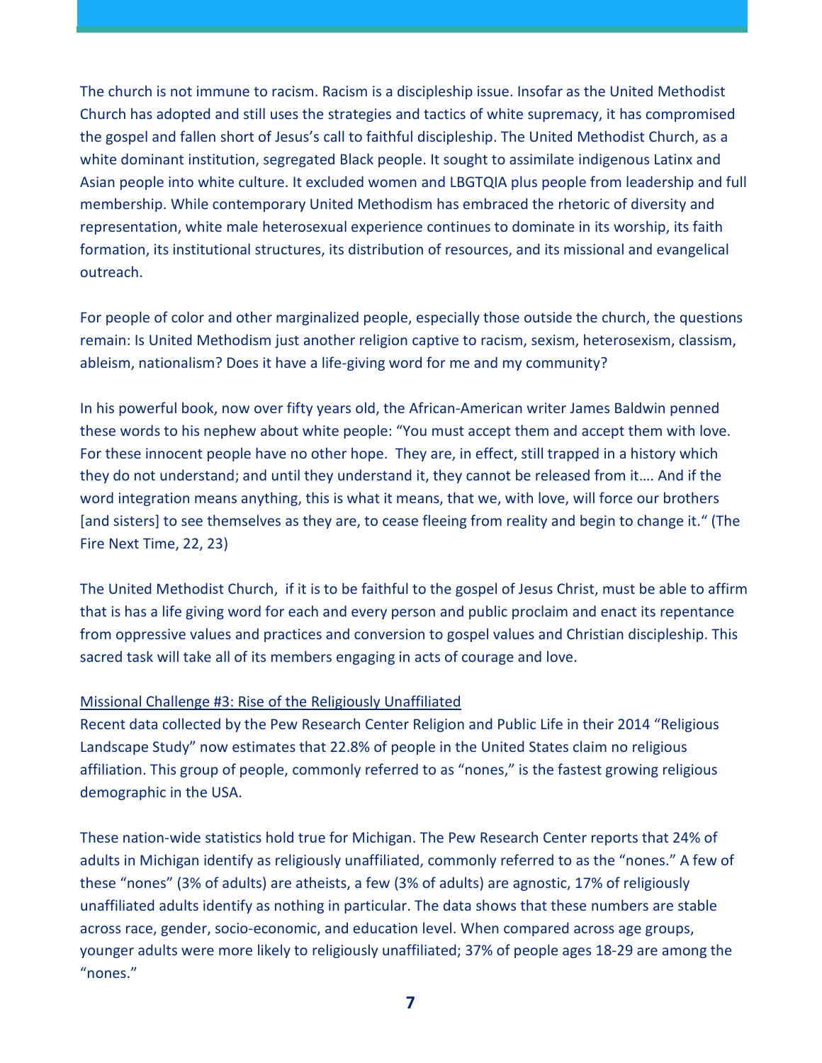The church is not immune to racism. Racism is a discipleship issue. Insofar as the United Methodist Church has adopted and still uses the strategies and tactics of white supremacy, it has compromised the gospel and fallen short of Jesus's call to faithful discipleship. The United Methodist Church, as a white dominant institution, segregated Black people. It sought to assimilate indigenous Latinx and Asian people into white culture. It excluded women and LBGTQIA plus people from leadership and full membership. While contemporary United Methodism has embraced the rhetoric of diversity and representation, white male heterosexual experience continues to dominate in its worship, its faith formation, its institutional structures, its distribution of resources, and its missional and evangelical outreach.

For people of color and other marginalized people, especially those outside the church, the questions remain: Is United Methodism just another religion captive to racism, sexism, heterosexism, classism, ableism, nationalism? Does it have a life-giving word for me and my community?

In his powerful book, now over fifty years old, the African-American writer James Baldwin penned these words to his nephew about white people: "You must accept them and accept them with love. For these innocent people have no other hope. They are, in effect, still trapped in a history which they do not understand; and until they understand it, they cannot be released from it…. And if the word integration means anything, this is what it means, that we, with love, will force our brothers [and sisters] to see themselves as they are, to cease fleeing from reality and begin to change it." (The Fire Next Time, 22, 23)

The United Methodist Church, if it is to be faithful to the gospel of Jesus Christ, must be able to affirm that is has a life giving word for each and every person and public proclaim and enact its repentance from oppressive values and practices and conversion to gospel values and Christian discipleship. This sacred task will take all of its members engaging in acts of courage and love.

<u>Missional Challenge #3: Rise of the Religiously Unaffiliated</u>

Recent data collected by the Pew Research Center Religion and Public Life in their 2014 "Religious Landscape Study" now estimates that 22.8% of people in the United States claim no religious affiliation. This group of people, commonly referred to as "nones," is the fastest growing religious demographic in the USA.

These nation-wide statistics hold true for Michigan. The Pew Research Center reports that 24% of adults in Michigan identify as religiously unaffiliated, commonly referred to as the "nones." A few of these "nones" (3% of adults) are atheists, a few (3% of adults) are agnostic, 17% of religiously unaffiliated adults identify as nothing in particular. The data shows that these numbers are stable across race, gender, socio-economic, and education level. When compared across age groups, younger adults were more likely to religiously unaffiliated; 37% of people ages 18-29 are among the "nones."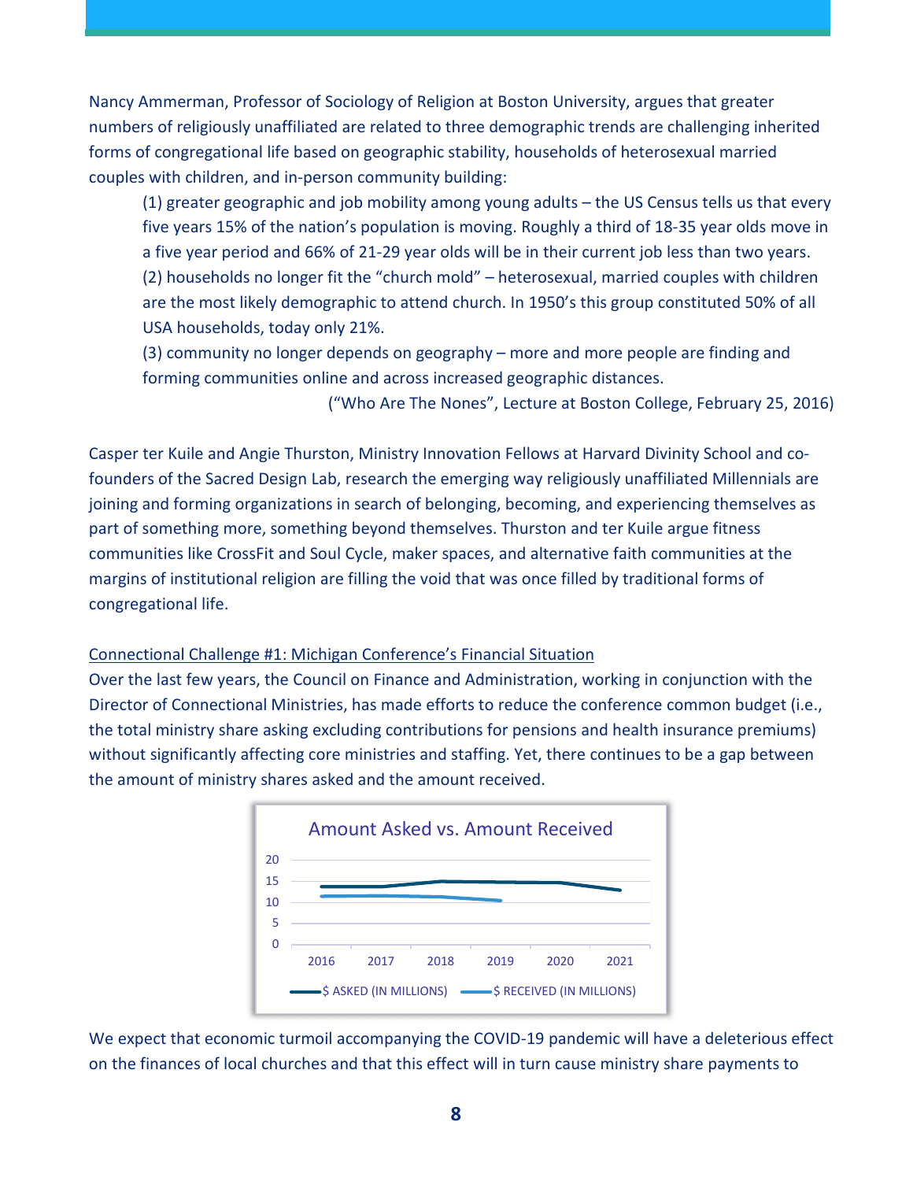Nancy Ammerman, Professor of Sociology of Religion at Boston University, argues that greater numbers of religiously unaffiliated are related to three demographic trends are challenging inherited forms of congregational life based on geographic stability, households of heterosexual married couples with children, and in-person community building:

> (1) greater geographic and job mobility among young adults – the US Census tells us that every five years 15% of the nation's population is moving. Roughly a third of 18-35 year olds move in a five year period and 66% of 21-29 year olds will be in their current job less than two years.
> (2) households no longer fit the "church mold" – heterosexual, married couples with children are the most likely demographic to attend church. In 1950's this group constituted 50% of all USA households, today only 21%.
> (3) community no longer depends on geography – more and more people are finding and forming communities online and across increased geographic distances.
>
> ("Who Are The Nones", Lecture at Boston College, February 25, 2016)

Casper ter Kuile and Angie Thurston, Ministry Innovation Fellows at Harvard Divinity School and co-founders of the Sacred Design Lab, research the emerging way religiously unaffiliated Millennials are joining and forming organizations in search of belonging, becoming, and experiencing themselves as part of something more, something beyond themselves. Thurston and ter Kuile argue fitness communities like CrossFit and Soul Cycle, maker spaces, and alternative faith communities at the margins of institutional religion are filling the void that was once filled by traditional forms of congregational life.

<u>Connectional Challenge #1: Michigan Conference's Financial Situation</u>

Over the last few years, the Council on Finance and Administration, working in conjunction with the Director of Connectional Ministries, has made efforts to reduce the conference common budget (i.e., the total ministry share asking excluding contributions for pensions and health insurance premiums) without significantly affecting core ministries and staffing. Yet, there continues to be a gap between the amount of ministry shares asked and the amount received.

**Amount Asked vs. Amount Received**

| Year | $ ASKED (IN MILLIONS) | $ RECEIVED (IN MILLIONS) |
|---|---|---|
| 2016 | ~13.8 | ~11.4 |
| 2017 | ~13.8 | ~11.5 |
| 2018 | ~15 | ~11.3 |
| 2019 | ~14.8 | ~10.5 |
| 2020 | ~14.7 | |
| 2021 | ~13 | |

We expect that economic turmoil accompanying the COVID-19 pandemic will have a deleterious effect on the finances of local churches and that this effect will in turn cause ministry share payments to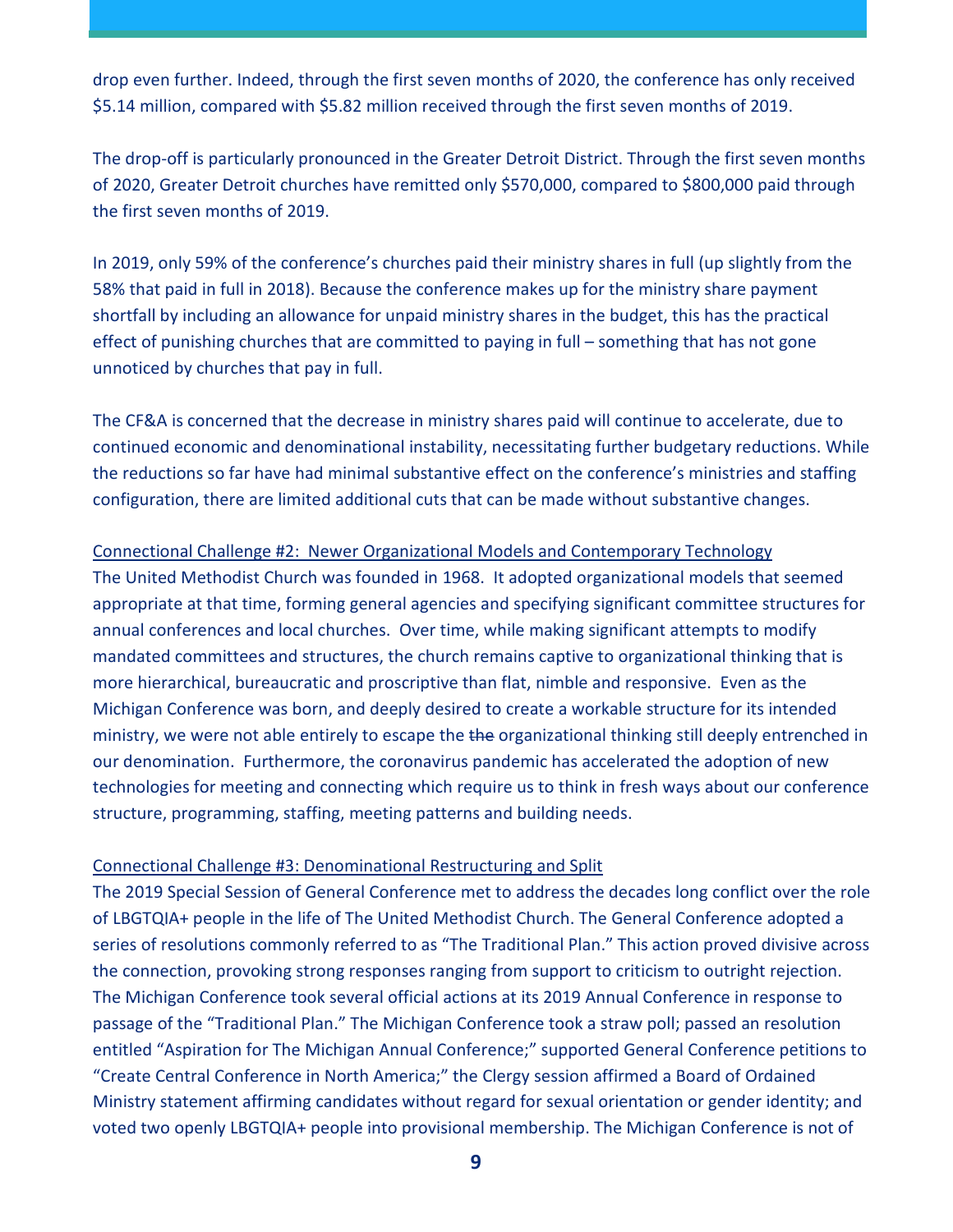drop even further. Indeed, through the first seven months of 2020, the conference has only received $5.14 million, compared with $5.82 million received through the first seven months of 2019.

The drop-off is particularly pronounced in the Greater Detroit District. Through the first seven months of 2020, Greater Detroit churches have remitted only $570,000, compared to $800,000 paid through the first seven months of 2019.

In 2019, only 59% of the conference's churches paid their ministry shares in full (up slightly from the 58% that paid in full in 2018). Because the conference makes up for the ministry share payment shortfall by including an allowance for unpaid ministry shares in the budget, this has the practical effect of punishing churches that are committed to paying in full – something that has not gone unnoticed by churches that pay in full.

The CF&A is concerned that the decrease in ministry shares paid will continue to accelerate, due to continued economic and denominational instability, necessitating further budgetary reductions. While the reductions so far have had minimal substantive effect on the conference's ministries and staffing configuration, there are limited additional cuts that can be made without substantive changes.

<u>Connectional Challenge #2: Newer Organizational Models and Contemporary Technology</u>

The United Methodist Church was founded in 1968. It adopted organizational models that seemed appropriate at that time, forming general agencies and specifying significant committee structures for annual conferences and local churches. Over time, while making significant attempts to modify mandated committees and structures, the church remains captive to organizational thinking that is more hierarchical, bureaucratic and proscriptive than flat, nimble and responsive. Even as the Michigan Conference was born, and deeply desired to create a workable structure for its intended ministry, we were not able entirely to escape the ~~the~~ organizational thinking still deeply entrenched in our denomination. Furthermore, the coronavirus pandemic has accelerated the adoption of new technologies for meeting and connecting which require us to think in fresh ways about our conference structure, programming, staffing, meeting patterns and building needs.

<u>Connectional Challenge #3: Denominational Restructuring and Split</u>

The 2019 Special Session of General Conference met to address the decades long conflict over the role of LBGTQIA+ people in the life of The United Methodist Church. The General Conference adopted a series of resolutions commonly referred to as "The Traditional Plan." This action proved divisive across the connection, provoking strong responses ranging from support to criticism to outright rejection. The Michigan Conference took several official actions at its 2019 Annual Conference in response to passage of the "Traditional Plan." The Michigan Conference took a straw poll; passed an resolution entitled "Aspiration for The Michigan Annual Conference;" supported General Conference petitions to "Create Central Conference in North America;" the Clergy session affirmed a Board of Ordained Ministry statement affirming candidates without regard for sexual orientation or gender identity; and voted two openly LBGTQIA+ people into provisional membership. The Michigan Conference is not of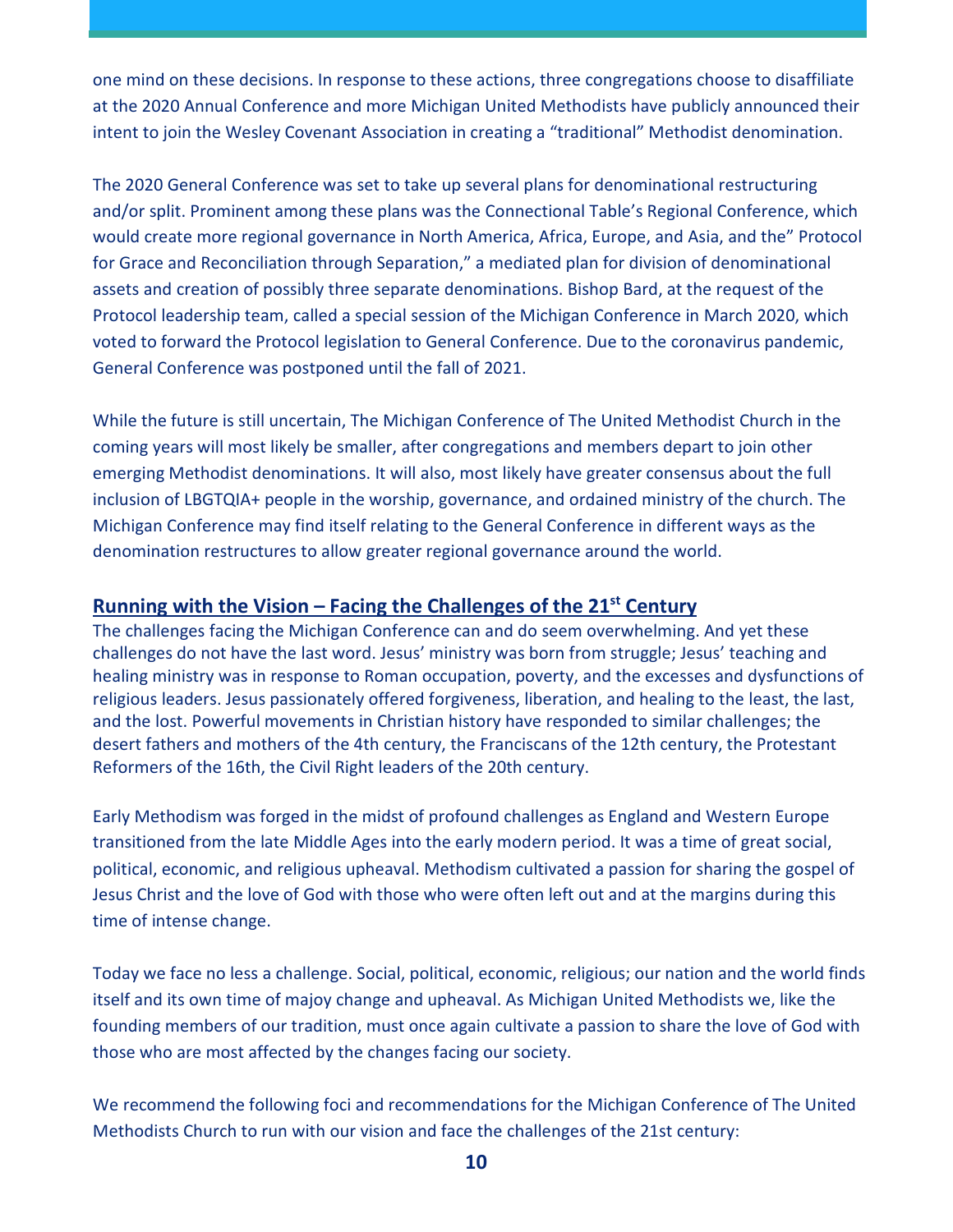one mind on these decisions. In response to these actions, three congregations choose to disaffiliate at the 2020 Annual Conference and more Michigan United Methodists have publicly announced their intent to join the Wesley Covenant Association in creating a "traditional" Methodist denomination.

The 2020 General Conference was set to take up several plans for denominational restructuring and/or split. Prominent among these plans was the Connectional Table's Regional Conference, which would create more regional governance in North America, Africa, Europe, and Asia, and the" Protocol for Grace and Reconciliation through Separation," a mediated plan for division of denominational assets and creation of possibly three separate denominations. Bishop Bard, at the request of the Protocol leadership team, called a special session of the Michigan Conference in March 2020, which voted to forward the Protocol legislation to General Conference. Due to the coronavirus pandemic, General Conference was postponed until the fall of 2021.

While the future is still uncertain, The Michigan Conference of The United Methodist Church in the coming years will most likely be smaller, after congregations and members depart to join other emerging Methodist denominations. It will also, most likely have greater consensus about the full inclusion of LBGTQIA+ people in the worship, governance, and ordained ministry of the church. The Michigan Conference may find itself relating to the General Conference in different ways as the denomination restructures to allow greater regional governance around the world.

## Running with the Vision – Facing the Challenges of the 21st Century

The challenges facing the Michigan Conference can and do seem overwhelming. And yet these challenges do not have the last word. Jesus' ministry was born from struggle; Jesus' teaching and healing ministry was in response to Roman occupation, poverty, and the excesses and dysfunctions of religious leaders. Jesus passionately offered forgiveness, liberation, and healing to the least, the last, and the lost. Powerful movements in Christian history have responded to similar challenges; the desert fathers and mothers of the 4th century, the Franciscans of the 12th century, the Protestant Reformers of the 16th, the Civil Right leaders of the 20th century.

Early Methodism was forged in the midst of profound challenges as England and Western Europe transitioned from the late Middle Ages into the early modern period. It was a time of great social, political, economic, and religious upheaval. Methodism cultivated a passion for sharing the gospel of Jesus Christ and the love of God with those who were often left out and at the margins during this time of intense change.

Today we face no less a challenge. Social, political, economic, religious; our nation and the world finds itself and its own time of majoy change and upheaval. As Michigan United Methodists we, like the founding members of our tradition, must once again cultivate a passion to share the love of God with those who are most affected by the changes facing our society.

We recommend the following foci and recommendations for the Michigan Conference of The United Methodists Church to run with our vision and face the challenges of the 21st century: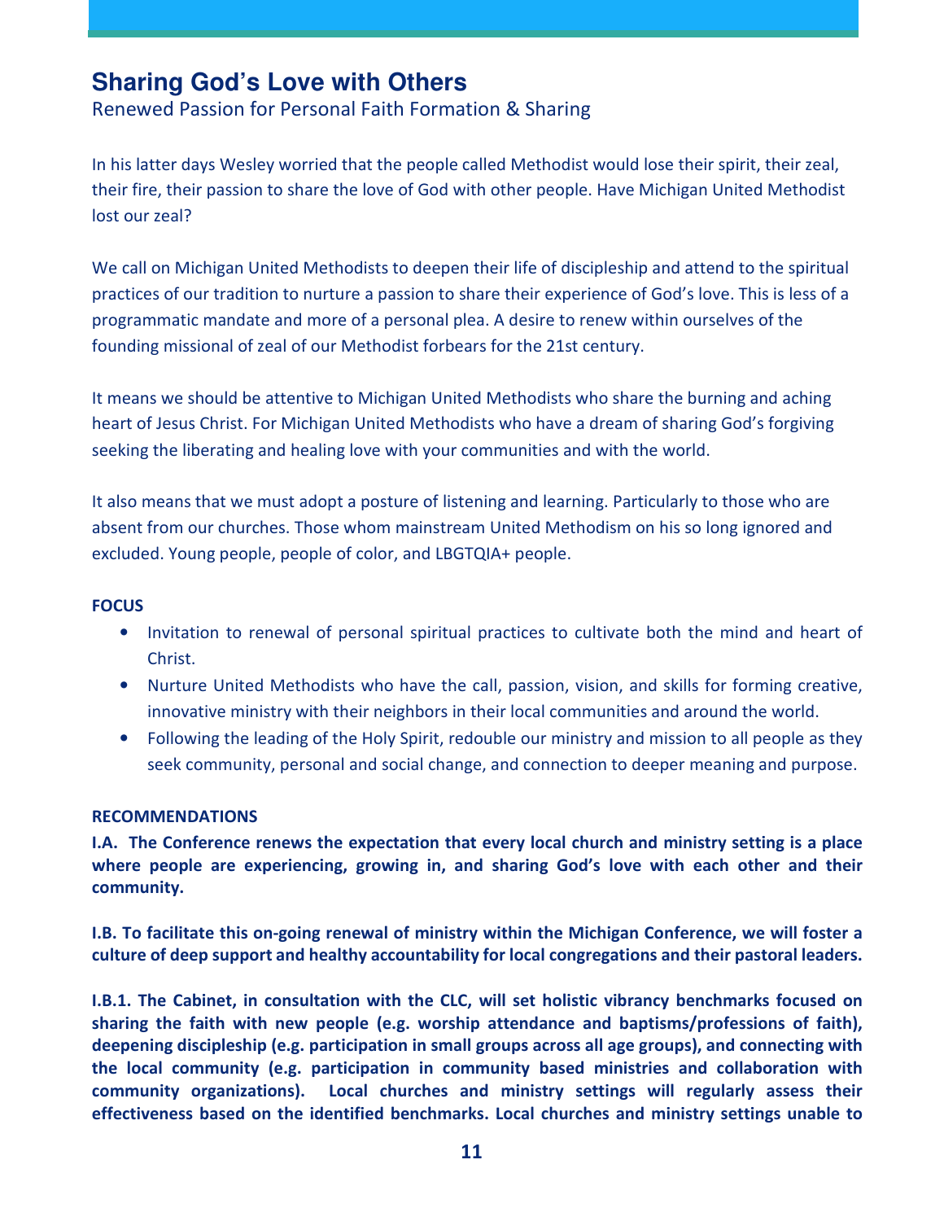## Sharing God's Love with Others

Renewed Passion for Personal Faith Formation & Sharing

In his latter days Wesley worried that the people called Methodist would lose their spirit, their zeal, their fire, their passion to share the love of God with other people. Have Michigan United Methodist lost our zeal?

We call on Michigan United Methodists to deepen their life of discipleship and attend to the spiritual practices of our tradition to nurture a passion to share their experience of God's love. This is less of a programmatic mandate and more of a personal plea. A desire to renew within ourselves of the founding missional of zeal of our Methodist forbears for the 21st century.

It means we should be attentive to Michigan United Methodists who share the burning and aching heart of Jesus Christ. For Michigan United Methodists who have a dream of sharing God's forgiving seeking the liberating and healing love with your communities and with the world.

It also means that we must adopt a posture of listening and learning. Particularly to those who are absent from our churches. Those whom mainstream United Methodism on his so long ignored and excluded. Young people, people of color, and LBGTQIA+ people.

**FOCUS**

- Invitation to renewal of personal spiritual practices to cultivate both the mind and heart of Christ.
- Nurture United Methodists who have the call, passion, vision, and skills for forming creative, innovative ministry with their neighbors in their local communities and around the world.
- Following the leading of the Holy Spirit, redouble our ministry and mission to all people as they seek community, personal and social change, and connection to deeper meaning and purpose.

**RECOMMENDATIONS**

**I.A. The Conference renews the expectation that every local church and ministry setting is a place where people are experiencing, growing in, and sharing God's love with each other and their community.**

**I.B. To facilitate this on-going renewal of ministry within the Michigan Conference, we will foster a culture of deep support and healthy accountability for local congregations and their pastoral leaders.**

**I.B.1. The Cabinet, in consultation with the CLC, will set holistic vibrancy benchmarks focused on sharing the faith with new people (e.g. worship attendance and baptisms/professions of faith), deepening discipleship (e.g. participation in small groups across all age groups), and connecting with the local community (e.g. participation in community based ministries and collaboration with community organizations). Local churches and ministry settings will regularly assess their effectiveness based on the identified benchmarks. Local churches and ministry settings unable to**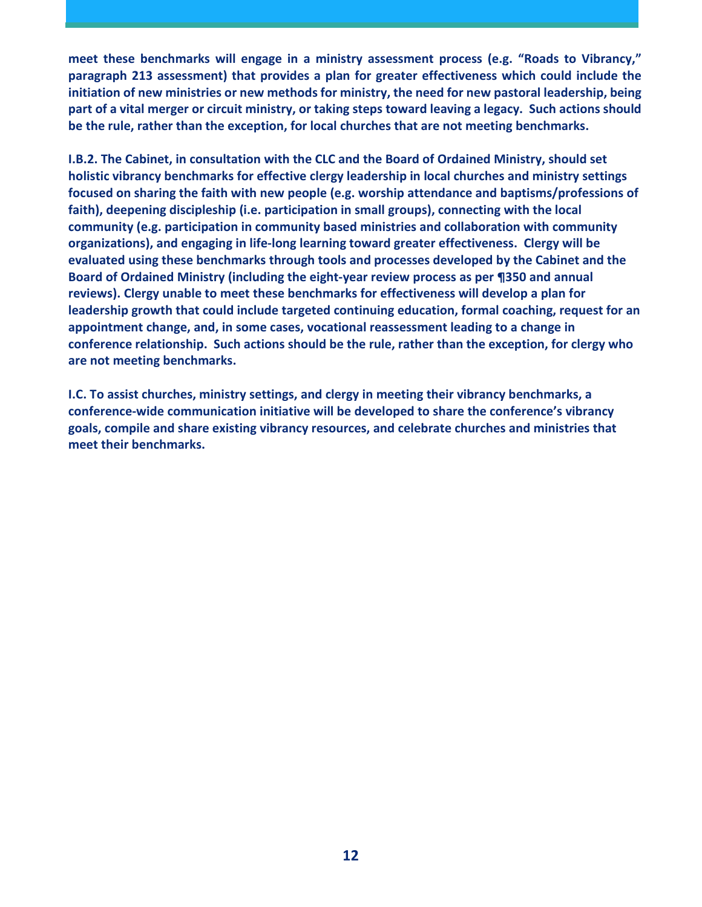**meet these benchmarks will engage in a ministry assessment process (e.g. "Roads to Vibrancy," paragraph 213 assessment) that provides a plan for greater effectiveness which could include the initiation of new ministries or new methods for ministry, the need for new pastoral leadership, being part of a vital merger or circuit ministry, or taking steps toward leaving a legacy. Such actions should be the rule, rather than the exception, for local churches that are not meeting benchmarks.**

**I.B.2. The Cabinet, in consultation with the CLC and the Board of Ordained Ministry, should set holistic vibrancy benchmarks for effective clergy leadership in local churches and ministry settings focused on sharing the faith with new people (e.g. worship attendance and baptisms/professions of faith), deepening discipleship (i.e. participation in small groups), connecting with the local community (e.g. participation in community based ministries and collaboration with community organizations), and engaging in life-long learning toward greater effectiveness. Clergy will be evaluated using these benchmarks through tools and processes developed by the Cabinet and the Board of Ordained Ministry (including the eight-year review process as per ¶350 and annual reviews). Clergy unable to meet these benchmarks for effectiveness will develop a plan for leadership growth that could include targeted continuing education, formal coaching, request for an appointment change, and, in some cases, vocational reassessment leading to a change in conference relationship. Such actions should be the rule, rather than the exception, for clergy who are not meeting benchmarks.**

**I.C. To assist churches, ministry settings, and clergy in meeting their vibrancy benchmarks, a conference-wide communication initiative will be developed to share the conference's vibrancy goals, compile and share existing vibrancy resources, and celebrate churches and ministries that meet their benchmarks.**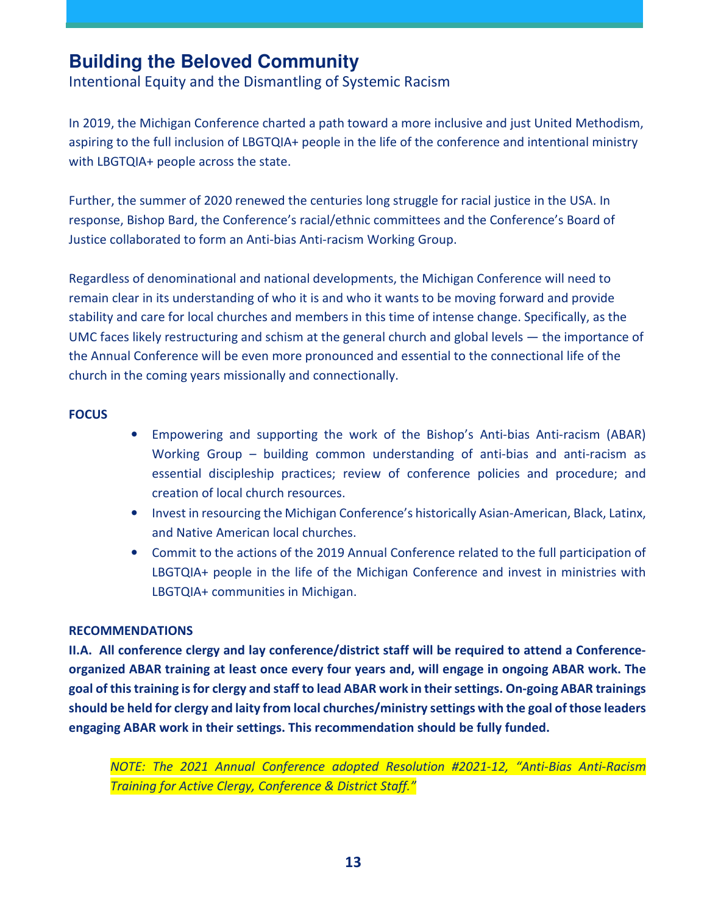## Building the Beloved Community

Intentional Equity and the Dismantling of Systemic Racism

In 2019, the Michigan Conference charted a path toward a more inclusive and just United Methodism, aspiring to the full inclusion of LBGTQIA+ people in the life of the conference and intentional ministry with LBGTQIA+ people across the state.

Further, the summer of 2020 renewed the centuries long struggle for racial justice in the USA. In response, Bishop Bard, the Conference's racial/ethnic committees and the Conference's Board of Justice collaborated to form an Anti-bias Anti-racism Working Group.

Regardless of denominational and national developments, the Michigan Conference will need to remain clear in its understanding of who it is and who it wants to be moving forward and provide stability and care for local churches and members in this time of intense change. Specifically, as the UMC faces likely restructuring and schism at the general church and global levels — the importance of the Annual Conference will be even more pronounced and essential to the connectional life of the church in the coming years missionally and connectionally.

**FOCUS**

- Empowering and supporting the work of the Bishop's Anti-bias Anti-racism (ABAR) Working Group – building common understanding of anti-bias and anti-racism as essential discipleship practices; review of conference policies and procedure; and creation of local church resources.
- Invest in resourcing the Michigan Conference's historically Asian-American, Black, Latinx, and Native American local churches.
- Commit to the actions of the 2019 Annual Conference related to the full participation of LBGTQIA+ people in the life of the Michigan Conference and invest in ministries with LBGTQIA+ communities in Michigan.

**RECOMMENDATIONS**

**II.A. All conference clergy and lay conference/district staff will be required to attend a Conference-organized ABAR training at least once every four years and, will engage in ongoing ABAR work. The goal of this training is for clergy and staff to lead ABAR work in their settings. On-going ABAR trainings should be held for clergy and laity from local churches/ministry settings with the goal of those leaders engaging ABAR work in their settings. This recommendation should be fully funded.**

> *NOTE: The 2021 Annual Conference adopted Resolution #2021-12, "Anti-Bias Anti-Racism Training for Active Clergy, Conference & District Staff."*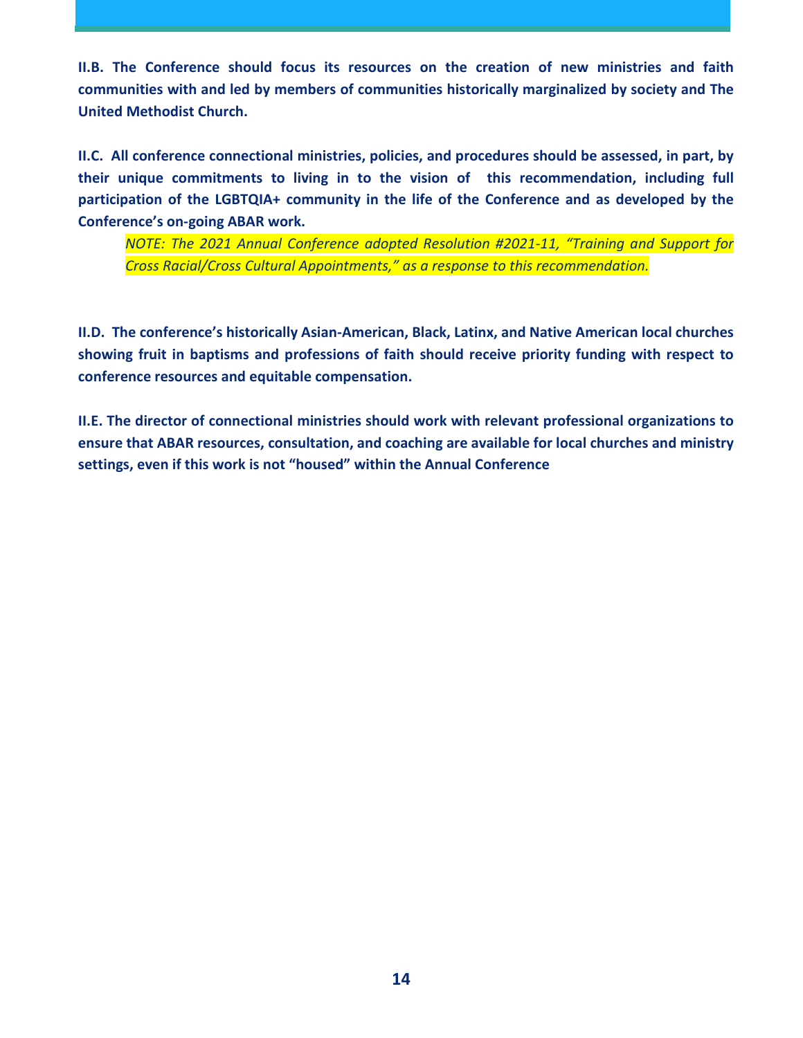**II.B. The Conference should focus its resources on the creation of new ministries and faith communities with and led by members of communities historically marginalized by society and The United Methodist Church.**

**II.C. All conference connectional ministries, policies, and procedures should be assessed, in part, by their unique commitments to living in to the vision of this recommendation, including full participation of the LGBTQIA+ community in the life of the Conference and as developed by the Conference's on-going ABAR work.**

> *NOTE: The 2021 Annual Conference adopted Resolution #2021-11, "Training and Support for Cross Racial/Cross Cultural Appointments," as a response to this recommendation.*

**II.D. The conference's historically Asian-American, Black, Latinx, and Native American local churches showing fruit in baptisms and professions of faith should receive priority funding with respect to conference resources and equitable compensation.**

**II.E. The director of connectional ministries should work with relevant professional organizations to ensure that ABAR resources, consultation, and coaching are available for local churches and ministry settings, even if this work is not "housed" within the Annual Conference**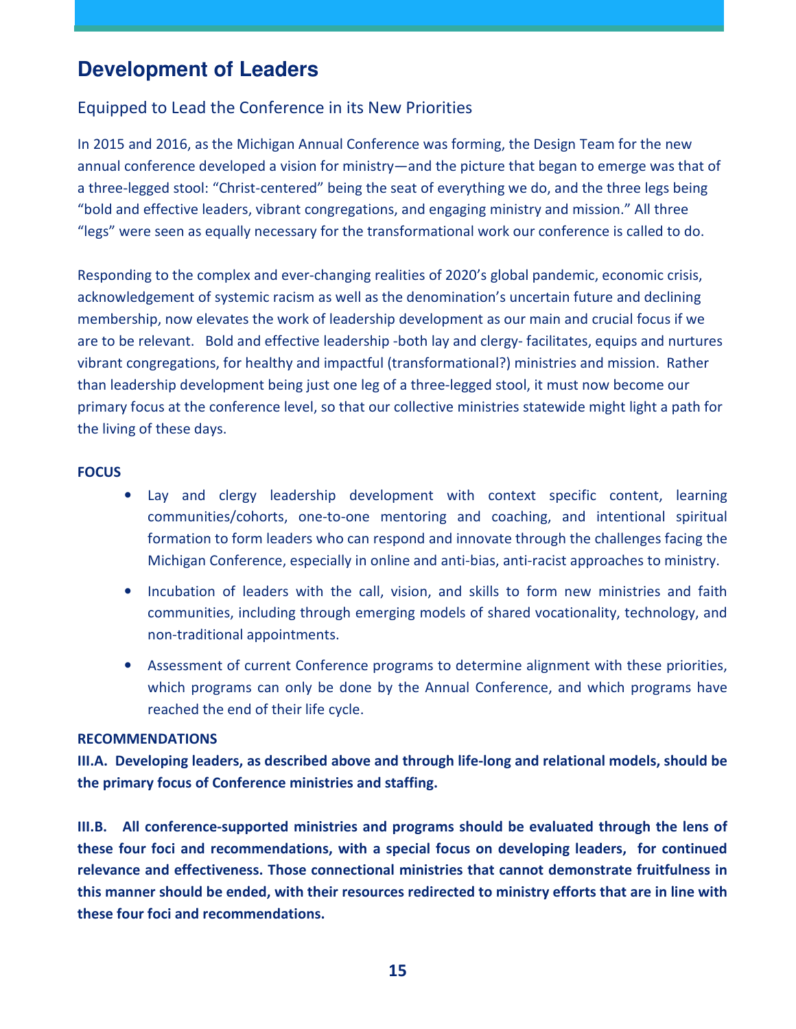## Development of Leaders

### Equipped to Lead the Conference in its New Priorities

In 2015 and 2016, as the Michigan Annual Conference was forming, the Design Team for the new annual conference developed a vision for ministry—and the picture that began to emerge was that of a three-legged stool: "Christ-centered" being the seat of everything we do, and the three legs being "bold and effective leaders, vibrant congregations, and engaging ministry and mission." All three "legs" were seen as equally necessary for the transformational work our conference is called to do.

Responding to the complex and ever-changing realities of 2020's global pandemic, economic crisis, acknowledgement of systemic racism as well as the denomination's uncertain future and declining membership, now elevates the work of leadership development as our main and crucial focus if we are to be relevant. Bold and effective leadership -both lay and clergy- facilitates, equips and nurtures vibrant congregations, for healthy and impactful (transformational?) ministries and mission. Rather than leadership development being just one leg of a three-legged stool, it must now become our primary focus at the conference level, so that our collective ministries statewide might light a path for the living of these days.

**FOCUS**

- Lay and clergy leadership development with context specific content, learning communities/cohorts, one-to-one mentoring and coaching, and intentional spiritual formation to form leaders who can respond and innovate through the challenges facing the Michigan Conference, especially in online and anti-bias, anti-racist approaches to ministry.
- Incubation of leaders with the call, vision, and skills to form new ministries and faith communities, including through emerging models of shared vocationality, technology, and non-traditional appointments.
- Assessment of current Conference programs to determine alignment with these priorities, which programs can only be done by the Annual Conference, and which programs have reached the end of their life cycle.

**RECOMMENDATIONS**

**III.A. Developing leaders, as described above and through life-long and relational models, should be the primary focus of Conference ministries and staffing.**

**III.B. All conference-supported ministries and programs should be evaluated through the lens of these four foci and recommendations, with a special focus on developing leaders, for continued relevance and effectiveness. Those connectional ministries that cannot demonstrate fruitfulness in this manner should be ended, with their resources redirected to ministry efforts that are in line with these four foci and recommendations.**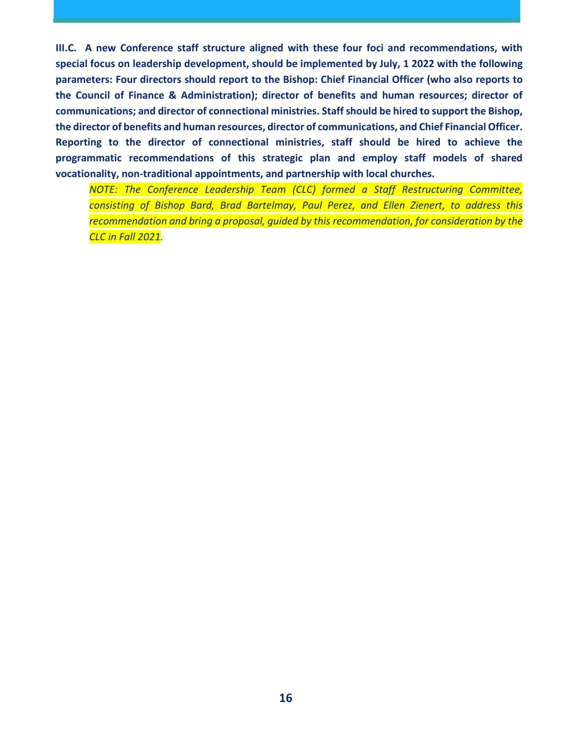**III.C. A new Conference staff structure aligned with these four foci and recommendations, with special focus on leadership development, should be implemented by July, 1 2022 with the following parameters: Four directors should report to the Bishop: Chief Financial Officer (who also reports to the Council of Finance & Administration); director of benefits and human resources; director of communications; and director of connectional ministries. Staff should be hired to support the Bishop, the director of benefits and human resources, director of communications, and Chief Financial Officer. Reporting to the director of connectional ministries, staff should be hired to achieve the programmatic recommendations of this strategic plan and employ staff models of shared vocationality, non-traditional appointments, and partnership with local churches.**

> *NOTE: The Conference Leadership Team (CLC) formed a Staff Restructuring Committee, consisting of Bishop Bard, Brad Bartelmay, Paul Perez, and Ellen Zienert, to address this recommendation and bring a proposal, guided by this recommendation, for consideration by the CLC in Fall 2021.*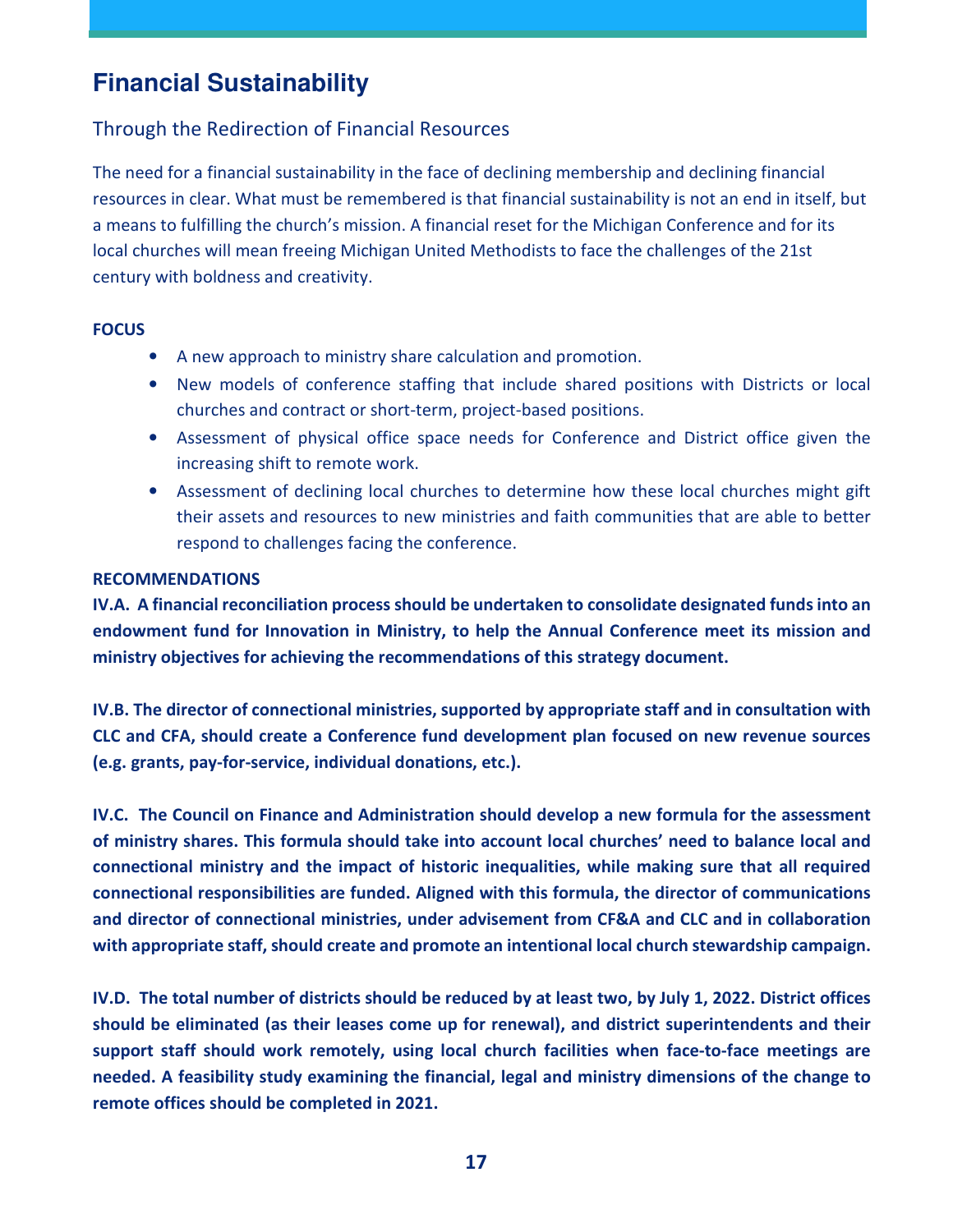## Financial Sustainability

### Through the Redirection of Financial Resources

The need for a financial sustainability in the face of declining membership and declining financial resources in clear. What must be remembered is that financial sustainability is not an end in itself, but a means to fulfilling the church's mission. A financial reset for the Michigan Conference and for its local churches will mean freeing Michigan United Methodists to face the challenges of the 21st century with boldness and creativity.

**FOCUS**

- A new approach to ministry share calculation and promotion.
- New models of conference staffing that include shared positions with Districts or local churches and contract or short-term, project-based positions.
- Assessment of physical office space needs for Conference and District office given the increasing shift to remote work.
- Assessment of declining local churches to determine how these local churches might gift their assets and resources to new ministries and faith communities that are able to better respond to challenges facing the conference.

**RECOMMENDATIONS**

**IV.A. A financial reconciliation process should be undertaken to consolidate designated funds into an endowment fund for Innovation in Ministry, to help the Annual Conference meet its mission and ministry objectives for achieving the recommendations of this strategy document.**

**IV.B. The director of connectional ministries, supported by appropriate staff and in consultation with CLC and CFA, should create a Conference fund development plan focused on new revenue sources (e.g. grants, pay-for-service, individual donations, etc.).**

**IV.C. The Council on Finance and Administration should develop a new formula for the assessment of ministry shares. This formula should take into account local churches' need to balance local and connectional ministry and the impact of historic inequalities, while making sure that all required connectional responsibilities are funded. Aligned with this formula, the director of communications and director of connectional ministries, under advisement from CF&A and CLC and in collaboration with appropriate staff, should create and promote an intentional local church stewardship campaign.**

**IV.D. The total number of districts should be reduced by at least two, by July 1, 2022. District offices should be eliminated (as their leases come up for renewal), and district superintendents and their support staff should work remotely, using local church facilities when face-to-face meetings are needed. A feasibility study examining the financial, legal and ministry dimensions of the change to remote offices should be completed in 2021.**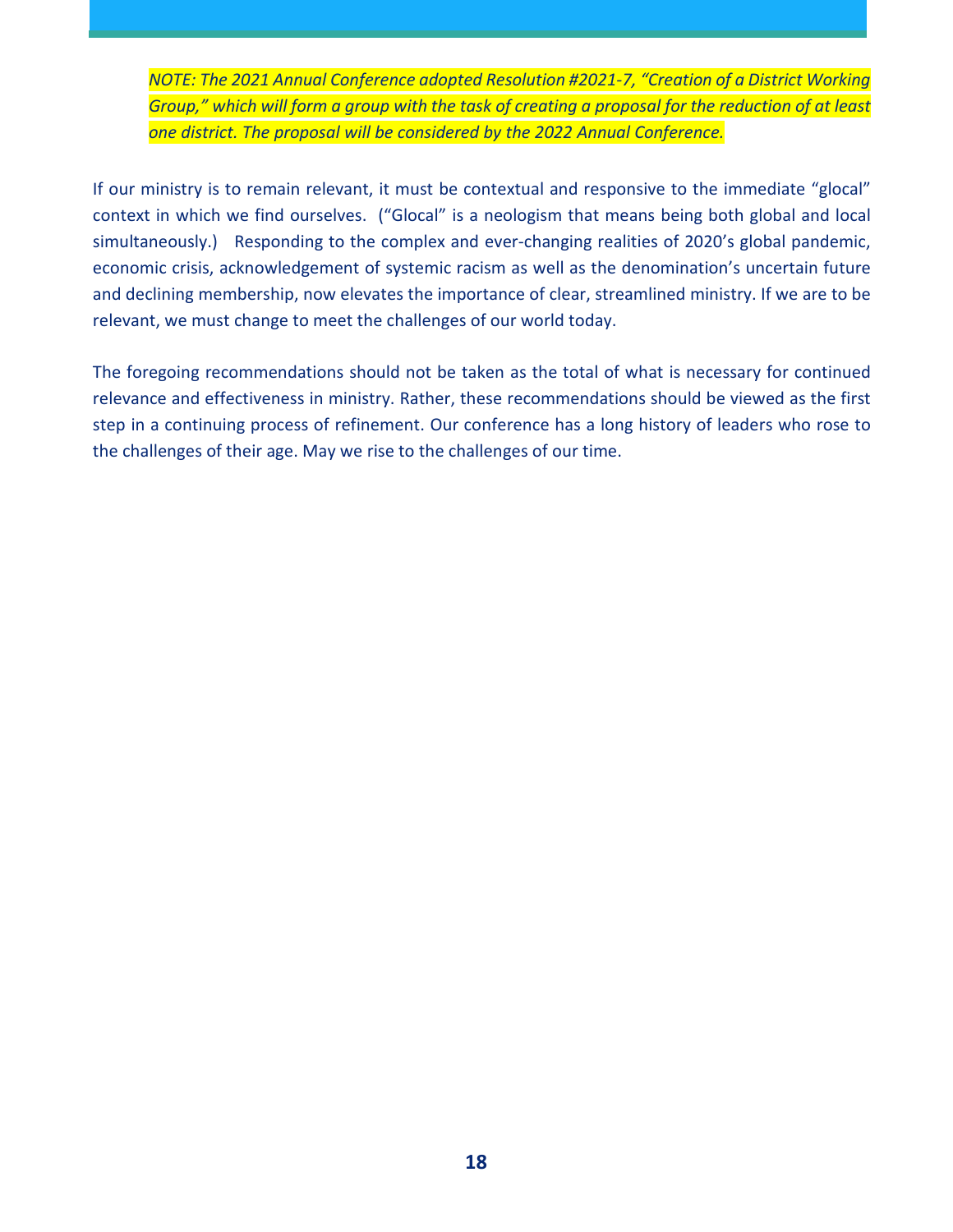*NOTE: The 2021 Annual Conference adopted Resolution #2021-7, "Creation of a District Working Group," which will form a group with the task of creating a proposal for the reduction of at least one district. The proposal will be considered by the 2022 Annual Conference.*

If our ministry is to remain relevant, it must be contextual and responsive to the immediate "glocal" context in which we find ourselves. ("Glocal" is a neologism that means being both global and local simultaneously.) Responding to the complex and ever-changing realities of 2020's global pandemic, economic crisis, acknowledgement of systemic racism as well as the denomination's uncertain future and declining membership, now elevates the importance of clear, streamlined ministry. If we are to be relevant, we must change to meet the challenges of our world today.

The foregoing recommendations should not be taken as the total of what is necessary for continued relevance and effectiveness in ministry. Rather, these recommendations should be viewed as the first step in a continuing process of refinement. Our conference has a long history of leaders who rose to the challenges of their age. May we rise to the challenges of our time.